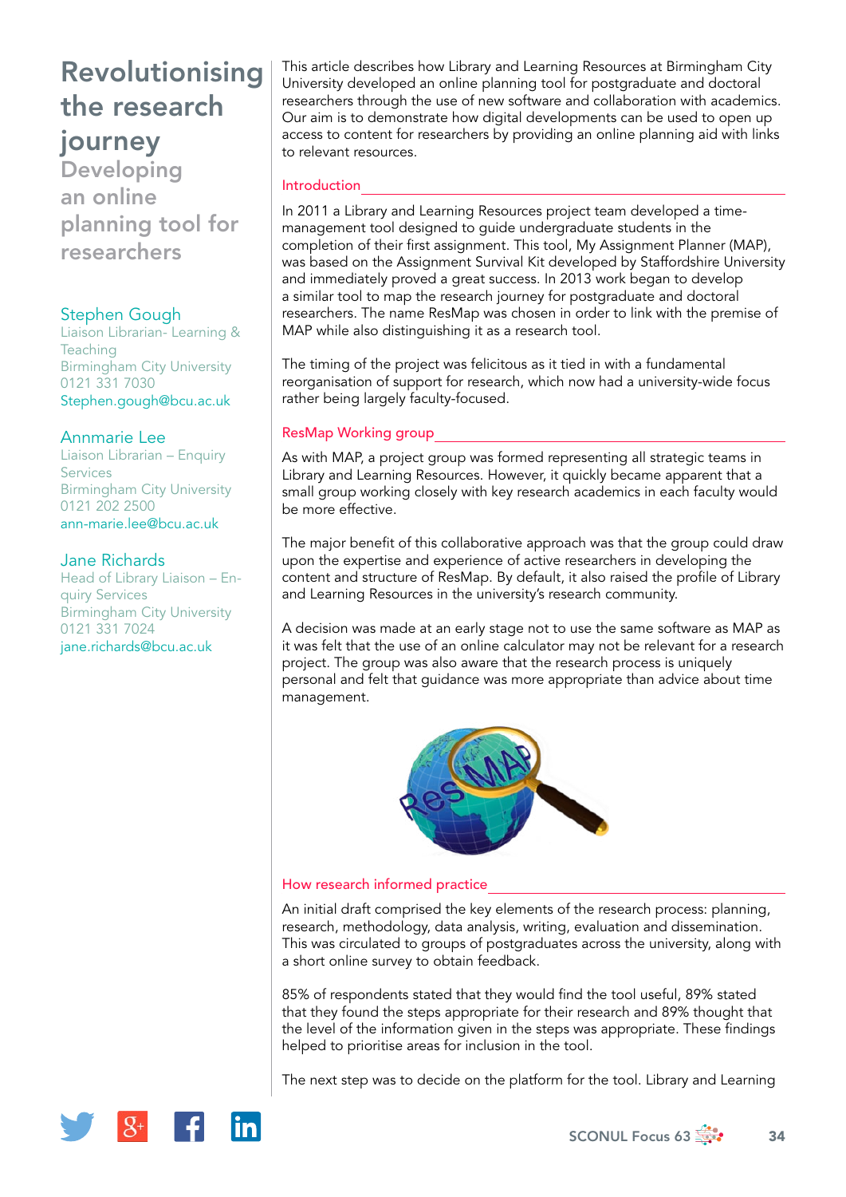# Revolutionising the research journey

## Developing an online planning tool for researchers

**Stephen Gough**
Liaison Librarian- Learning & Teaching
Birmingham City University
0121 331 7030
Stephen.gough@bcu.ac.uk

**Annmarie Lee**
Liaison Librarian – Enquiry Services
Birmingham City University
0121 202 2500
ann-marie.lee@bcu.ac.uk

**Jane Richards**
Head of Library Liaison – Enquiry Services
Birmingham City University
0121 331 7024
jane.richards@bcu.ac.uk

This article describes how Library and Learning Resources at Birmingham City University developed an online planning tool for postgraduate and doctoral researchers through the use of new software and collaboration with academics. Our aim is to demonstrate how digital developments can be used to open up access to content for researchers by providing an online planning aid with links to relevant resources.

### Introduction

In 2011 a Library and Learning Resources project team developed a time-management tool designed to guide undergraduate students in the completion of their first assignment. This tool, My Assignment Planner (MAP), was based on the Assignment Survival Kit developed by Staffordshire University and immediately proved a great success. In 2013 work began to develop a similar tool to map the research journey for postgraduate and doctoral researchers. The name ResMap was chosen in order to link with the premise of MAP while also distinguishing it as a research tool.

The timing of the project was felicitous as it tied in with a fundamental reorganisation of support for research, which now had a university-wide focus rather being largely faculty-focused.

### ResMap Working group

As with MAP, a project group was formed representing all strategic teams in Library and Learning Resources. However, it quickly became apparent that a small group working closely with key research academics in each faculty would be more effective.

The major benefit of this collaborative approach was that the group could draw upon the expertise and experience of active researchers in developing the content and structure of ResMap. By default, it also raised the profile of Library and Learning Resources in the university's research community.

A decision was made at an early stage not to use the same software as MAP as it was felt that the use of an online calculator may not be relevant for a research project. The group was also aware that the research process is uniquely personal and felt that guidance was more appropriate than advice about time management.

### How research informed practice

An initial draft comprised the key elements of the research process: planning, research, methodology, data analysis, writing, evaluation and dissemination. This was circulated to groups of postgraduates across the university, along with a short online survey to obtain feedback.

85% of respondents stated that they would find the tool useful, 89% stated that they found the steps appropriate for their research and 89% thought that the level of the information given in the steps was appropriate. These findings helped to prioritise areas for inclusion in the tool.

The next step was to decide on the platform for the tool. Library and Learning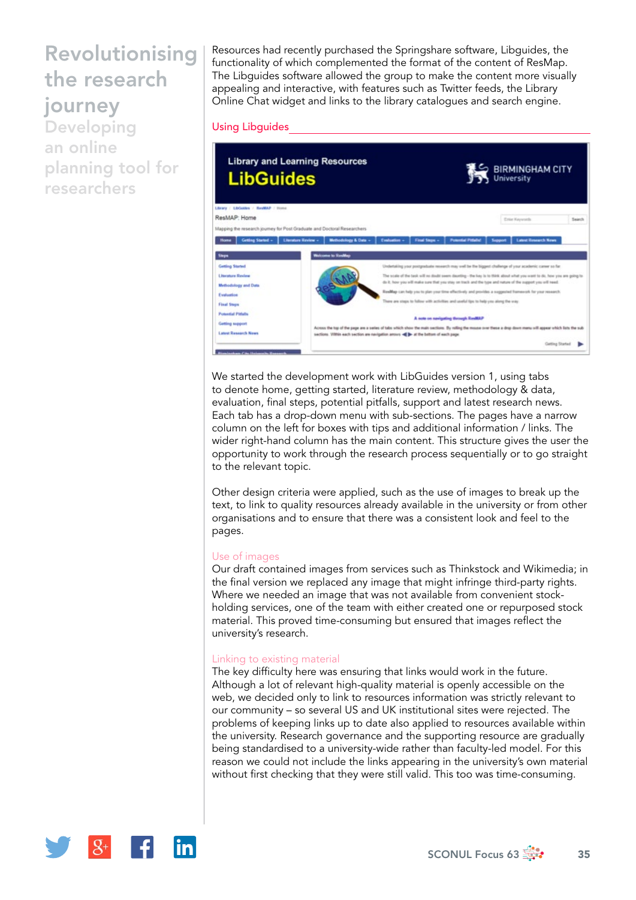# Revolutionising the research journey

## Developing an online planning tool for researchers

Resources had recently purchased the Springshare software, Libguides, the functionality of which complemented the format of the content of ResMap. The Libguides software allowed the group to make the content more visually appealing and interactive, with features such as Twitter feeds, the Library Online Chat widget and links to the library catalogues and search engine.

### Using Libguides

We started the development work with LibGuides version 1, using tabs to denote home, getting started, literature review, methodology & data, evaluation, final steps, potential pitfalls, support and latest research news. Each tab has a drop-down menu with sub-sections. The pages have a narrow column on the left for boxes with tips and additional information / links. The wider right-hand column has the main content. This structure gives the user the opportunity to work through the research process sequentially or to go straight to the relevant topic.

Other design criteria were applied, such as the use of images to break up the text, to link to quality resources already available in the university or from other organisations and to ensure that there was a consistent look and feel to the pages.

### Use of images

Our draft contained images from services such as Thinkstock and Wikimedia; in the final version we replaced any image that might infringe third-party rights. Where we needed an image that was not available from convenient stock-holding services, one of the team with either created one or repurposed stock material. This proved time-consuming but ensured that images reflect the university's research.

### Linking to existing material

The key difficulty here was ensuring that links would work in the future. Although a lot of relevant high-quality material is openly accessible on the web, we decided only to link to resources information was strictly relevant to our community – so several US and UK institutional sites were rejected. The problems of keeping links up to date also applied to resources available within the university. Research governance and the supporting resource are gradually being standardised to a university-wide rather than faculty-led model. For this reason we could not include the links appearing in the university's own material without first checking that they were still valid. This too was time-consuming.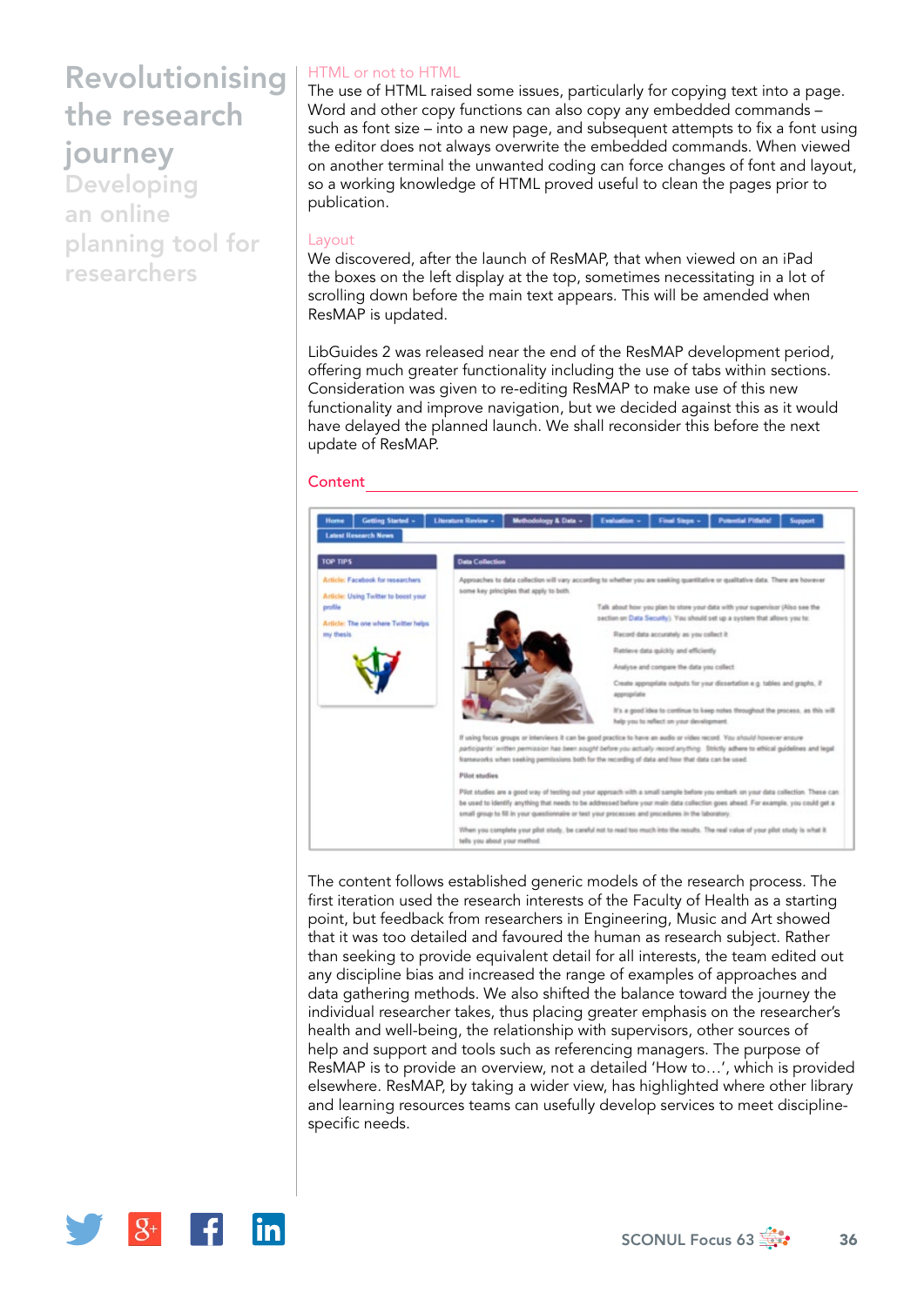# Revolutionising the research journey

## Developing an online planning tool for researchers

### HTML or not to HTML

The use of HTML raised some issues, particularly for copying text into a page. Word and other copy functions can also copy any embedded commands – such as font size – into a new page, and subsequent attempts to fix a font using the editor does not always overwrite the embedded commands. When viewed on another terminal the unwanted coding can force changes of font and layout, so a working knowledge of HTML proved useful to clean the pages prior to publication.

### Layout

We discovered, after the launch of ResMAP, that when viewed on an iPad the boxes on the left display at the top, sometimes necessitating in a lot of scrolling down before the main text appears. This will be amended when ResMAP is updated.

LibGuides 2 was released near the end of the ResMAP development period, offering much greater functionality including the use of tabs within sections. Consideration was given to re-editing ResMAP to make use of this new functionality and improve navigation, but we decided against this as it would have delayed the planned launch. We shall reconsider this before the next update of ResMAP.

### Content

The content follows established generic models of the research process. The first iteration used the research interests of the Faculty of Health as a starting point, but feedback from researchers in Engineering, Music and Art showed that it was too detailed and favoured the human as research subject. Rather than seeking to provide equivalent detail for all interests, the team edited out any discipline bias and increased the range of examples of approaches and data gathering methods. We also shifted the balance toward the journey the individual researcher takes, thus placing greater emphasis on the researcher's health and well-being, the relationship with supervisors, other sources of help and support and tools such as referencing managers. The purpose of ResMAP is to provide an overview, not a detailed 'How to…', which is provided elsewhere. ResMAP, by taking a wider view, has highlighted where other library and learning resources teams can usefully develop services to meet discipline-specific needs.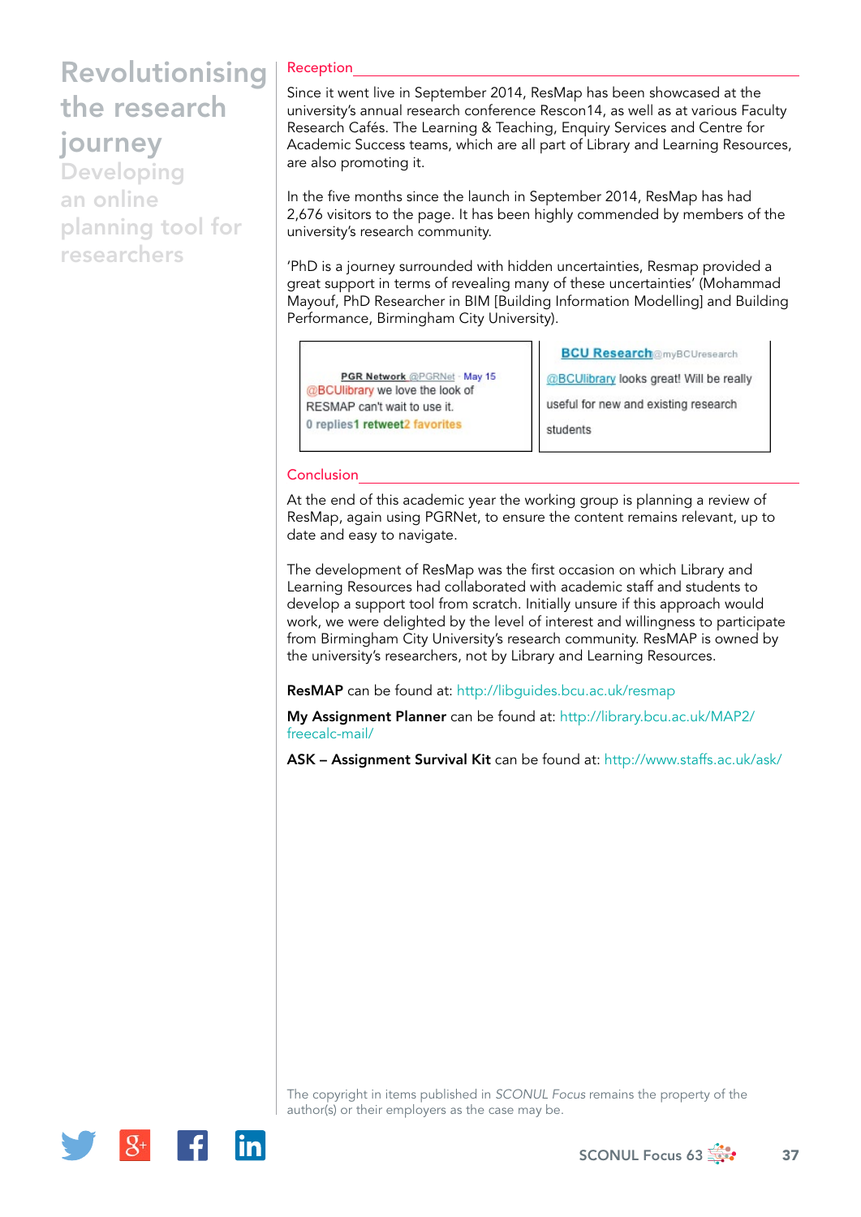# Revolutionising the research journey

## Developing an online planning tool for researchers

### Reception

Since it went live in September 2014, ResMap has been showcased at the university's annual research conference Rescon14, as well as at various Faculty Research Cafés. The Learning & Teaching, Enquiry Services and Centre for Academic Success teams, which are all part of Library and Learning Resources, are also promoting it.

In the five months since the launch in September 2014, ResMap has had 2,676 visitors to the page. It has been highly commended by members of the university's research community.

'PhD is a journey surrounded with hidden uncertainties, Resmap provided a great support in terms of revealing many of these uncertainties' (Mohammad Mayouf, PhD Researcher in BIM [Building Information Modelling] and Building Performance, Birmingham City University).

PGR Network @PGRNet · May 15
@BCUlibrary we love the look of RESMAP can't wait to use it.
0 replies 1 retweet 2 favorites

BCU Research @myBCUresearch
@BCUlibrary looks great! Will be really useful for new and existing research students

### Conclusion

At the end of this academic year the working group is planning a review of ResMap, again using PGRNet, to ensure the content remains relevant, up to date and easy to navigate.

The development of ResMap was the first occasion on which Library and Learning Resources had collaborated with academic staff and students to develop a support tool from scratch. Initially unsure if this approach would work, we were delighted by the level of interest and willingness to participate from Birmingham City University's research community. ResMAP is owned by the university's researchers, not by Library and Learning Resources.

**ResMAP** can be found at: http://libguides.bcu.ac.uk/resmap

**My Assignment Planner** can be found at: http://library.bcu.ac.uk/MAP2/freecalc-mail/

**ASK – Assignment Survival Kit** can be found at: http://www.staffs.ac.uk/ask/

The copyright in items published in *SCONUL Focus* remains the property of the author(s) or their employers as the case may be.